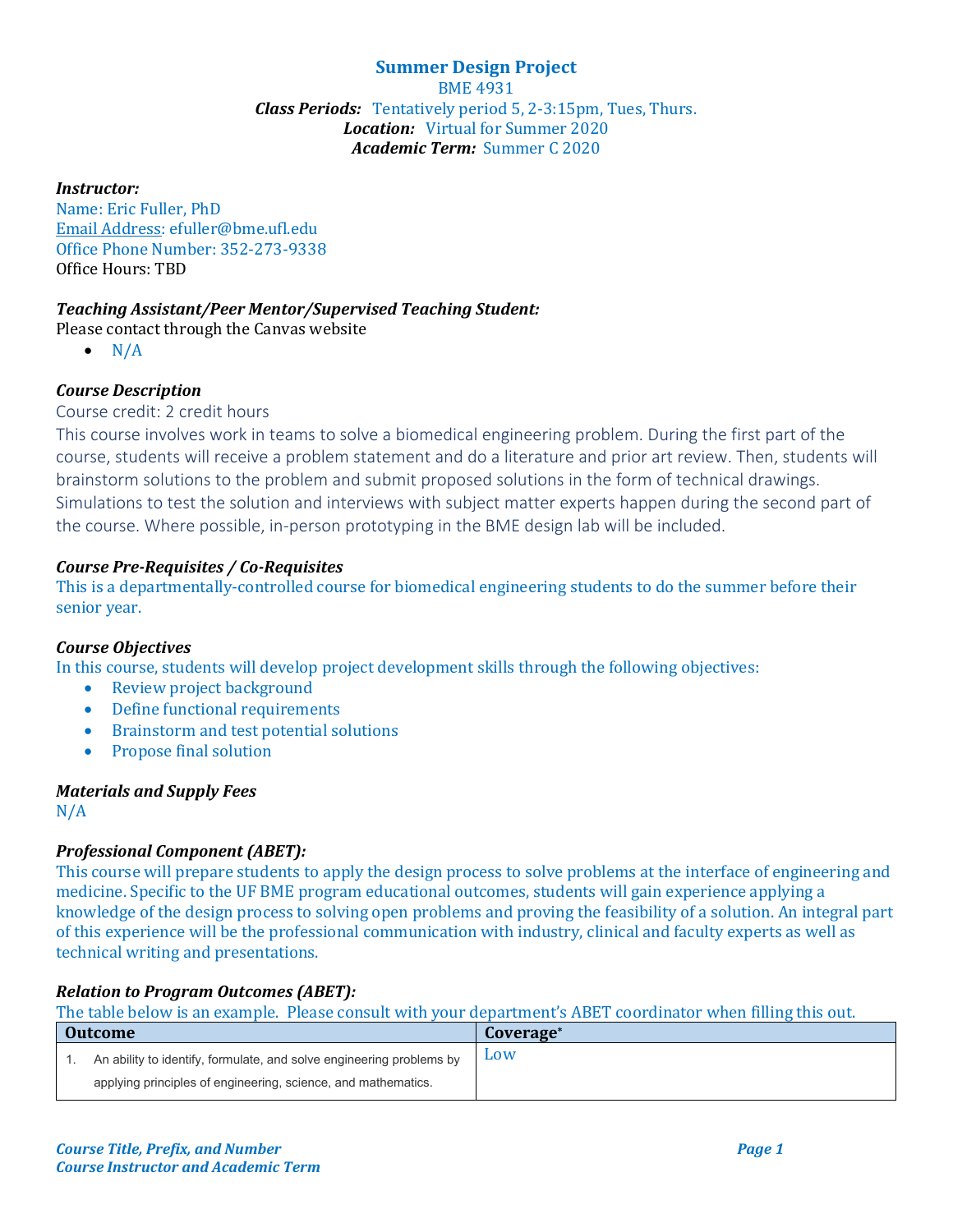# Summer Design Project

BME 4931

***Class Periods:*** Tentatively period 5, 2-3:15pm, Tues, Thurs.

***Location:*** Virtual for Summer 2020

***Academic Term:*** Summer C 2020

***Instructor:***

Name: Eric Fuller, PhD

Email Address: efuller@bme.ufl.edu

Office Phone Number: 352-273-9338

Office Hours: TBD

***Teaching Assistant/Peer Mentor/Supervised Teaching Student:***

Please contact through the Canvas website

- N/A

***Course Description***

Course credit: 2 credit hours

This course involves work in teams to solve a biomedical engineering problem. During the first part of the course, students will receive a problem statement and do a literature and prior art review. Then, students will brainstorm solutions to the problem and submit proposed solutions in the form of technical drawings. Simulations to test the solution and interviews with subject matter experts happen during the second part of the course. Where possible, in-person prototyping in the BME design lab will be included.

***Course Pre-Requisites / Co-Requisites***

This is a departmentally-controlled course for biomedical engineering students to do the summer before their senior year.

***Course Objectives***

In this course, students will develop project development skills through the following objectives:

- Review project background
- Define functional requirements
- Brainstorm and test potential solutions
- Propose final solution

***Materials and Supply Fees***

N/A

***Professional Component (ABET):***

This course will prepare students to apply the design process to solve problems at the interface of engineering and medicine. Specific to the UF BME program educational outcomes, students will gain experience applying a knowledge of the design process to solving open problems and proving the feasibility of a solution. An integral part of this experience will be the professional communication with industry, clinical and faculty experts as well as technical writing and presentations.

***Relation to Program Outcomes (ABET):***

The table below is an example. Please consult with your department's ABET coordinator when filling this out.

| Outcome | Coverage* |
|---|---|
| 1. An ability to identify, formulate, and solve engineering problems by applying principles of engineering, science, and mathematics. | Low |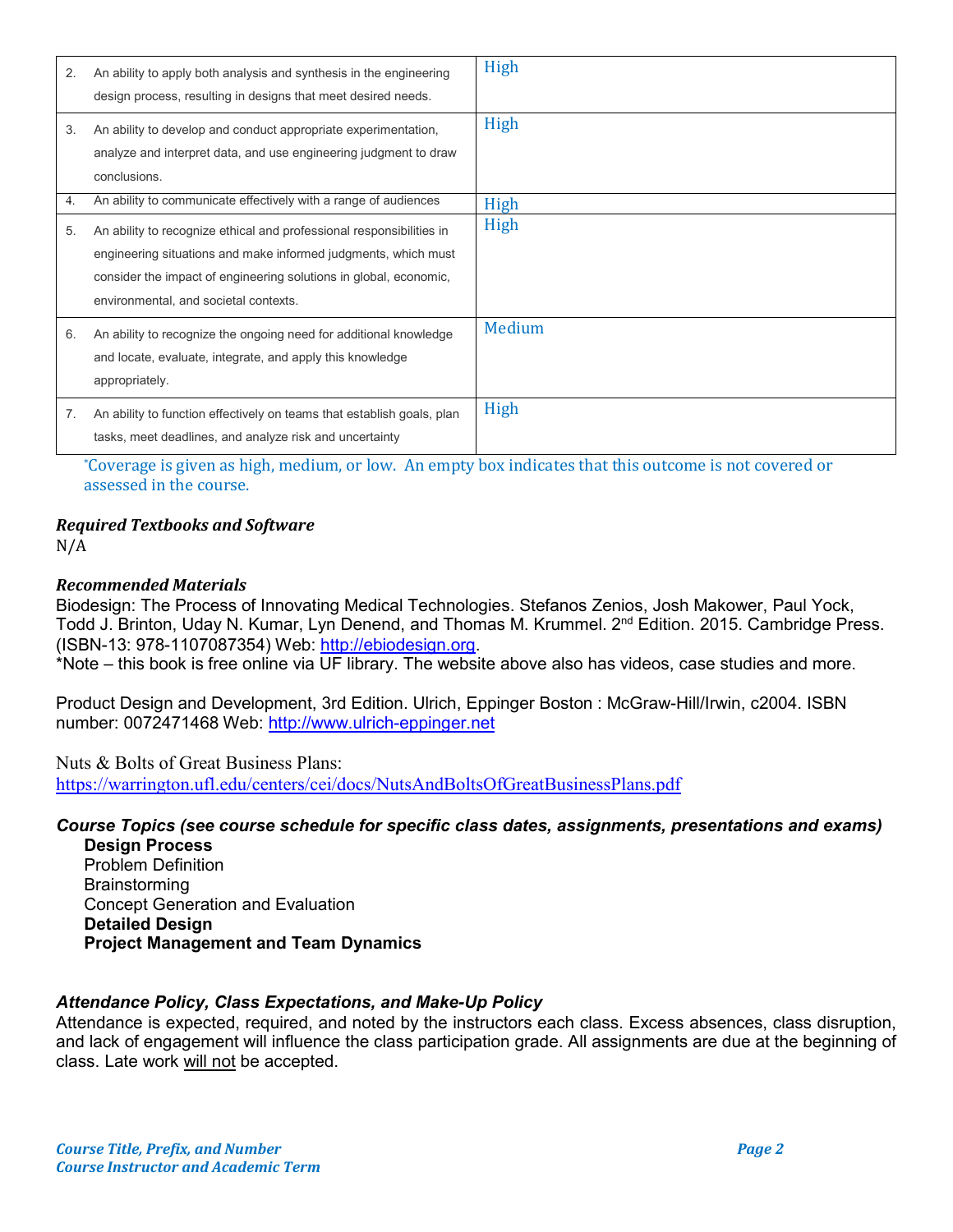| | |
|---|---|
| 2. An ability to apply both analysis and synthesis in the engineering design process, resulting in designs that meet desired needs. | High |
| 3. An ability to develop and conduct appropriate experimentation, analyze and interpret data, and use engineering judgment to draw conclusions. | High |
| 4. An ability to communicate effectively with a range of audiences | High |
| 5. An ability to recognize ethical and professional responsibilities in engineering situations and make informed judgments, which must consider the impact of engineering solutions in global, economic, environmental, and societal contexts. | High |
| 6. An ability to recognize the ongoing need for additional knowledge and locate, evaluate, integrate, and apply this knowledge appropriately. | Medium |
| 7. An ability to function effectively on teams that establish goals, plan tasks, meet deadlines, and analyze risk and uncertainty | High |

*Coverage is given as high, medium, or low. An empty box indicates that this outcome is not covered or assessed in the course.

### *Required Textbooks and Software*

N/A

### *Recommended Materials*

Biodesign: The Process of Innovating Medical Technologies. Stefanos Zenios, Josh Makower, Paul Yock, Todd J. Brinton, Uday N. Kumar, Lyn Denend, and Thomas M. Krummel. 2nd Edition. 2015. Cambridge Press. (ISBN-13: 978-1107087354) Web: http://ebiodesign.org.

*Note – this book is free online via UF library. The website above also has videos, case studies and more.

Product Design and Development, 3rd Edition. Ulrich, Eppinger Boston : McGraw-Hill/Irwin, c2004. ISBN number: 0072471468 Web: http://www.ulrich-eppinger.net

Nuts & Bolts of Great Business Plans: https://warrington.ufl.edu/centers/cei/docs/NutsAndBoltsOfGreatBusinessPlans.pdf

### *Course Topics (see course schedule for specific class dates, assignments, presentations and exams)*

**Design Process**
Problem Definition
Brainstorming
Concept Generation and Evaluation
**Detailed Design**
**Project Management and Team Dynamics**

### *Attendance Policy, Class Expectations, and Make-Up Policy*

Attendance is expected, required, and noted by the instructors each class. Excess absences, class disruption, and lack of engagement will influence the class participation grade. All assignments are due at the beginning of class. Late work will not be accepted.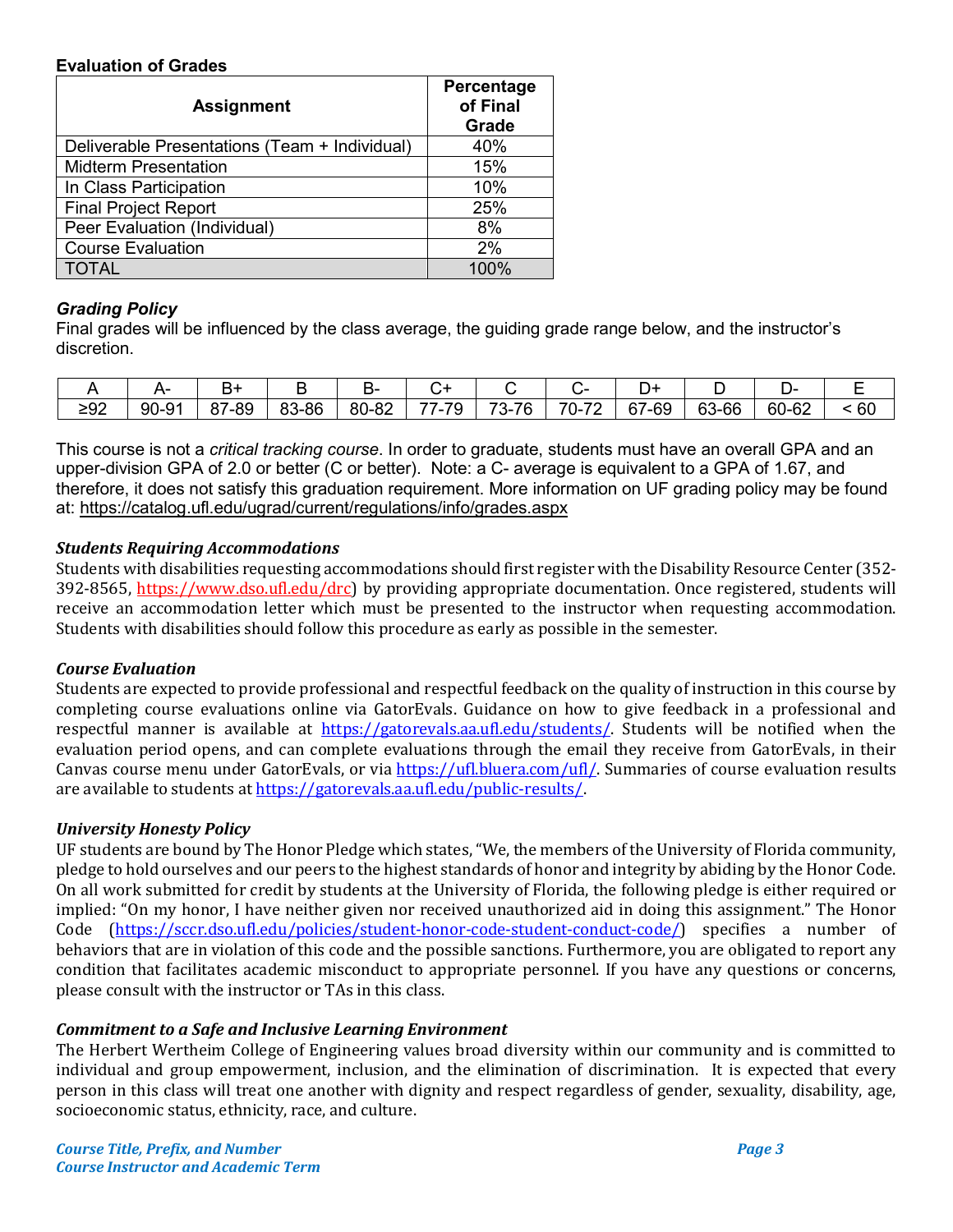**Evaluation of Grades**

| Assignment | Percentage of Final Grade |
|---|---|
| Deliverable Presentations (Team + Individual) | 40% |
| Midterm Presentation | 15% |
| In Class Participation | 10% |
| Final Project Report | 25% |
| Peer Evaluation (Individual) | 8% |
| Course Evaluation | 2% |
| TOTAL | 100% |

***Grading Policy***

Final grades will be influenced by the class average, the guiding grade range below, and the instructor's discretion.

| A | A- | B+ | B | B- | C+ | C | C- | D+ | D | D- | E |
|---|---|---|---|---|---|---|---|---|---|---|---|
| ≥92 | 90-91 | 87-89 | 83-86 | 80-82 | 77-79 | 73-76 | 70-72 | 67-69 | 63-66 | 60-62 | < 60 |

This course is not a *critical tracking course*. In order to graduate, students must have an overall GPA and an upper-division GPA of 2.0 or better (C or better). Note: a C- average is equivalent to a GPA of 1.67, and therefore, it does not satisfy this graduation requirement. More information on UF grading policy may be found at: https://catalog.ufl.edu/ugrad/current/regulations/info/grades.aspx

***Students Requiring Accommodations***

Students with disabilities requesting accommodations should first register with the Disability Resource Center (352-392-8565, https://www.dso.ufl.edu/drc) by providing appropriate documentation. Once registered, students will receive an accommodation letter which must be presented to the instructor when requesting accommodation. Students with disabilities should follow this procedure as early as possible in the semester.

***Course Evaluation***

Students are expected to provide professional and respectful feedback on the quality of instruction in this course by completing course evaluations online via GatorEvals. Guidance on how to give feedback in a professional and respectful manner is available at https://gatorevals.aa.ufl.edu/students/. Students will be notified when the evaluation period opens, and can complete evaluations through the email they receive from GatorEvals, in their Canvas course menu under GatorEvals, or via https://ufl.bluera.com/ufl/. Summaries of course evaluation results are available to students at https://gatorevals.aa.ufl.edu/public-results/.

***University Honesty Policy***

UF students are bound by The Honor Pledge which states, "We, the members of the University of Florida community, pledge to hold ourselves and our peers to the highest standards of honor and integrity by abiding by the Honor Code. On all work submitted for credit by students at the University of Florida, the following pledge is either required or implied: "On my honor, I have neither given nor received unauthorized aid in doing this assignment." The Honor Code (https://sccr.dso.ufl.edu/policies/student-honor-code-student-conduct-code/) specifies a number of behaviors that are in violation of this code and the possible sanctions. Furthermore, you are obligated to report any condition that facilitates academic misconduct to appropriate personnel. If you have any questions or concerns, please consult with the instructor or TAs in this class.

***Commitment to a Safe and Inclusive Learning Environment***

The Herbert Wertheim College of Engineering values broad diversity within our community and is committed to individual and group empowerment, inclusion, and the elimination of discrimination. It is expected that every person in this class will treat one another with dignity and respect regardless of gender, sexuality, disability, age, socioeconomic status, ethnicity, race, and culture.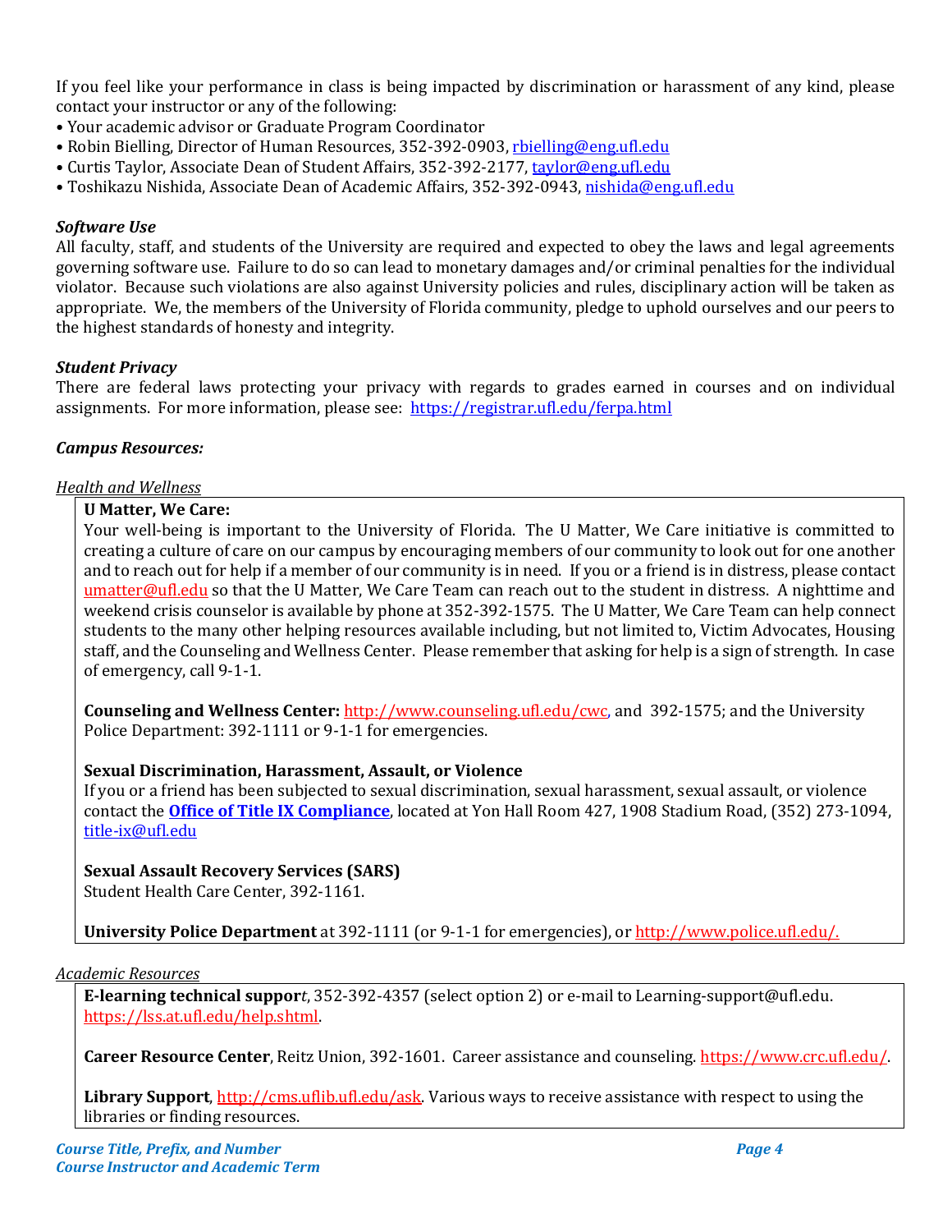If you feel like your performance in class is being impacted by discrimination or harassment of any kind, please contact your instructor or any of the following:

- Your academic advisor or Graduate Program Coordinator
- Robin Bielling, Director of Human Resources, 352-392-0903, rbielling@eng.ufl.edu
- Curtis Taylor, Associate Dean of Student Affairs, 352-392-2177, taylor@eng.ufl.edu
- Toshikazu Nishida, Associate Dean of Academic Affairs, 352-392-0943, nishida@eng.ufl.edu

***Software Use***

All faculty, staff, and students of the University are required and expected to obey the laws and legal agreements governing software use. Failure to do so can lead to monetary damages and/or criminal penalties for the individual violator. Because such violations are also against University policies and rules, disciplinary action will be taken as appropriate. We, the members of the University of Florida community, pledge to uphold ourselves and our peers to the highest standards of honesty and integrity.

***Student Privacy***

There are federal laws protecting your privacy with regards to grades earned in courses and on individual assignments. For more information, please see: https://registrar.ufl.edu/ferpa.html

***Campus Resources:***

*Health and Wellness*

**U Matter, We Care:**
Your well-being is important to the University of Florida. The U Matter, We Care initiative is committed to creating a culture of care on our campus by encouraging members of our community to look out for one another and to reach out for help if a member of our community is in need. If you or a friend is in distress, please contact umatter@ufl.edu so that the U Matter, We Care Team can reach out to the student in distress. A nighttime and weekend crisis counselor is available by phone at 352-392-1575. The U Matter, We Care Team can help connect students to the many other helping resources available including, but not limited to, Victim Advocates, Housing staff, and the Counseling and Wellness Center. Please remember that asking for help is a sign of strength. In case of emergency, call 9-1-1.

**Counseling and Wellness Center:** http://www.counseling.ufl.edu/cwc, and 392-1575; and the University Police Department: 392-1111 or 9-1-1 for emergencies.

**Sexual Discrimination, Harassment, Assault, or Violence**
If you or a friend has been subjected to sexual discrimination, sexual harassment, sexual assault, or violence contact the **Office of Title IX Compliance**, located at Yon Hall Room 427, 1908 Stadium Road, (352) 273-1094, title-ix@ufl.edu

**Sexual Assault Recovery Services (SARS)**
Student Health Care Center, 392-1161.

**University Police Department** at 392-1111 (or 9-1-1 for emergencies), or http://www.police.ufl.edu/.

*Academic Resources*

**E-learning technical suppor***t*, 352-392-4357 (select option 2) or e-mail to Learning-support@ufl.edu. https://lss.at.ufl.edu/help.shtml.

**Career Resource Center**, Reitz Union, 392-1601. Career assistance and counseling. https://www.crc.ufl.edu/.

**Library Support**, http://cms.uflib.ufl.edu/ask. Various ways to receive assistance with respect to using the libraries or finding resources.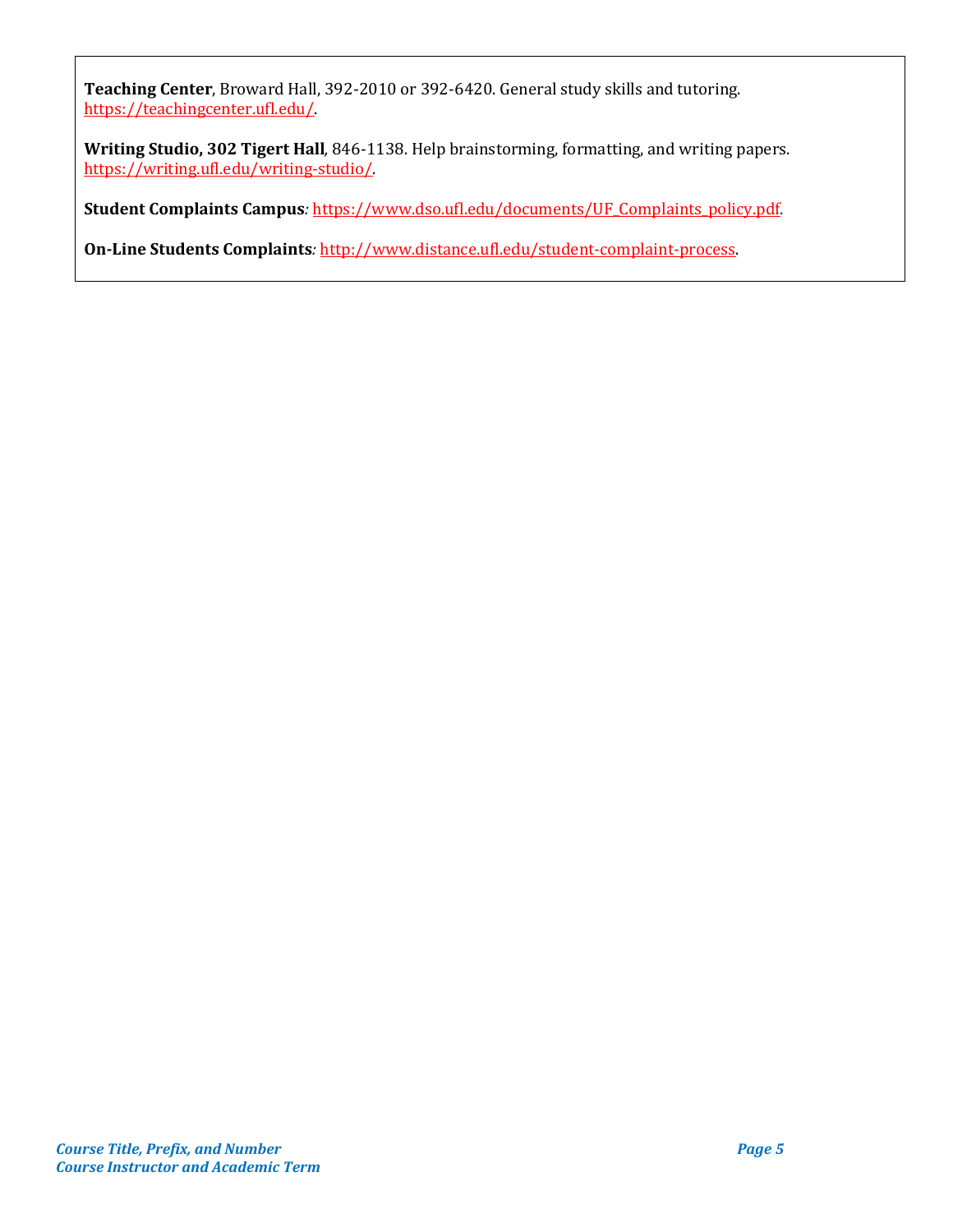**Teaching Center**, Broward Hall, 392-2010 or 392-6420. General study skills and tutoring. https://teachingcenter.ufl.edu/.

**Writing Studio, 302 Tigert Hall**, 846-1138. Help brainstorming, formatting, and writing papers. https://writing.ufl.edu/writing-studio/.

**Student Complaints Campus**: https://www.dso.ufl.edu/documents/UF_Complaints_policy.pdf.

**On-Line Students Complaints**: http://www.distance.ufl.edu/student-complaint-process.